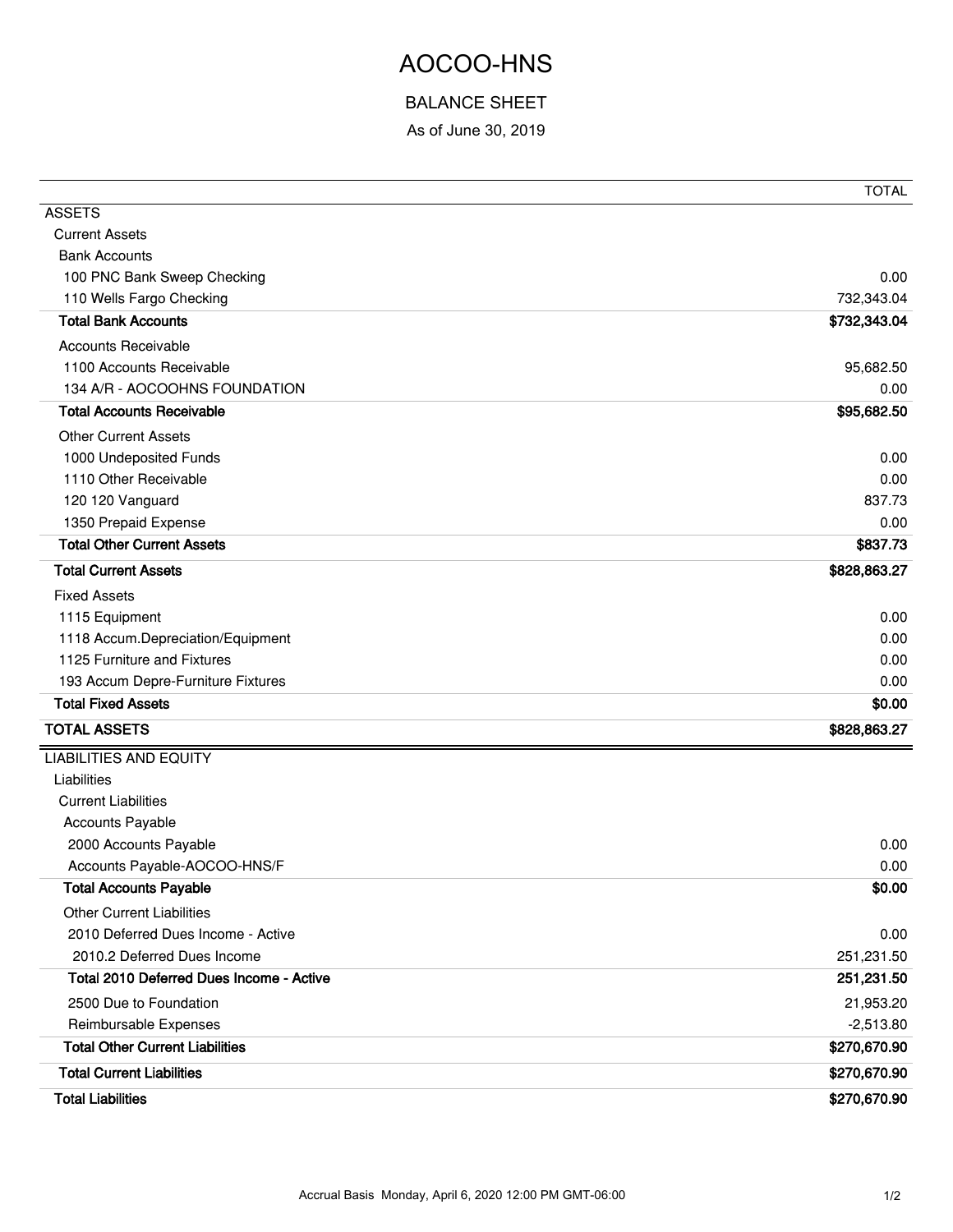# AOCOO-HNS

## BALANCE SHEET

As of June 30, 2019

| | TOTAL |
|---|---|
| ASSETS | |
| Current Assets | |
| Bank Accounts | |
| 100 PNC Bank Sweep Checking | 0.00 |
| 110 Wells Fargo Checking | 732,343.04 |
| **Total Bank Accounts** | **$732,343.04** |
| Accounts Receivable | |
| 1100 Accounts Receivable | 95,682.50 |
| 134 A/R - AOCOOHNS FOUNDATION | 0.00 |
| **Total Accounts Receivable** | **$95,682.50** |
| Other Current Assets | |
| 1000 Undeposited Funds | 0.00 |
| 1110 Other Receivable | 0.00 |
| 120 120 Vanguard | 837.73 |
| 1350 Prepaid Expense | 0.00 |
| **Total Other Current Assets** | **$837.73** |
| **Total Current Assets** | **$828,863.27** |
| Fixed Assets | |
| 1115 Equipment | 0.00 |
| 1118 Accum.Depreciation/Equipment | 0.00 |
| 1125 Furniture and Fixtures | 0.00 |
| 193 Accum Depre-Furniture Fixtures | 0.00 |
| **Total Fixed Assets** | **$0.00** |
| **TOTAL ASSETS** | **$828,863.27** |
| LIABILITIES AND EQUITY | |
| Liabilities | |
| Current Liabilities | |
| Accounts Payable | |
| 2000 Accounts Payable | 0.00 |
| Accounts Payable-AOCOO-HNS/F | 0.00 |
| **Total Accounts Payable** | **$0.00** |
| Other Current Liabilities | |
| 2010 Deferred Dues Income - Active | 0.00 |
| 2010.2 Deferred Dues Income | 251,231.50 |
| **Total 2010 Deferred Dues Income - Active** | **251,231.50** |
| 2500 Due to Foundation | 21,953.20 |
| Reimbursable Expenses | -2,513.80 |
| **Total Other Current Liabilities** | **$270,670.90** |
| **Total Current Liabilities** | **$270,670.90** |
| **Total Liabilities** | **$270,670.90** |

Accrual Basis Monday, April 6, 2020 12:00 PM GMT-06:00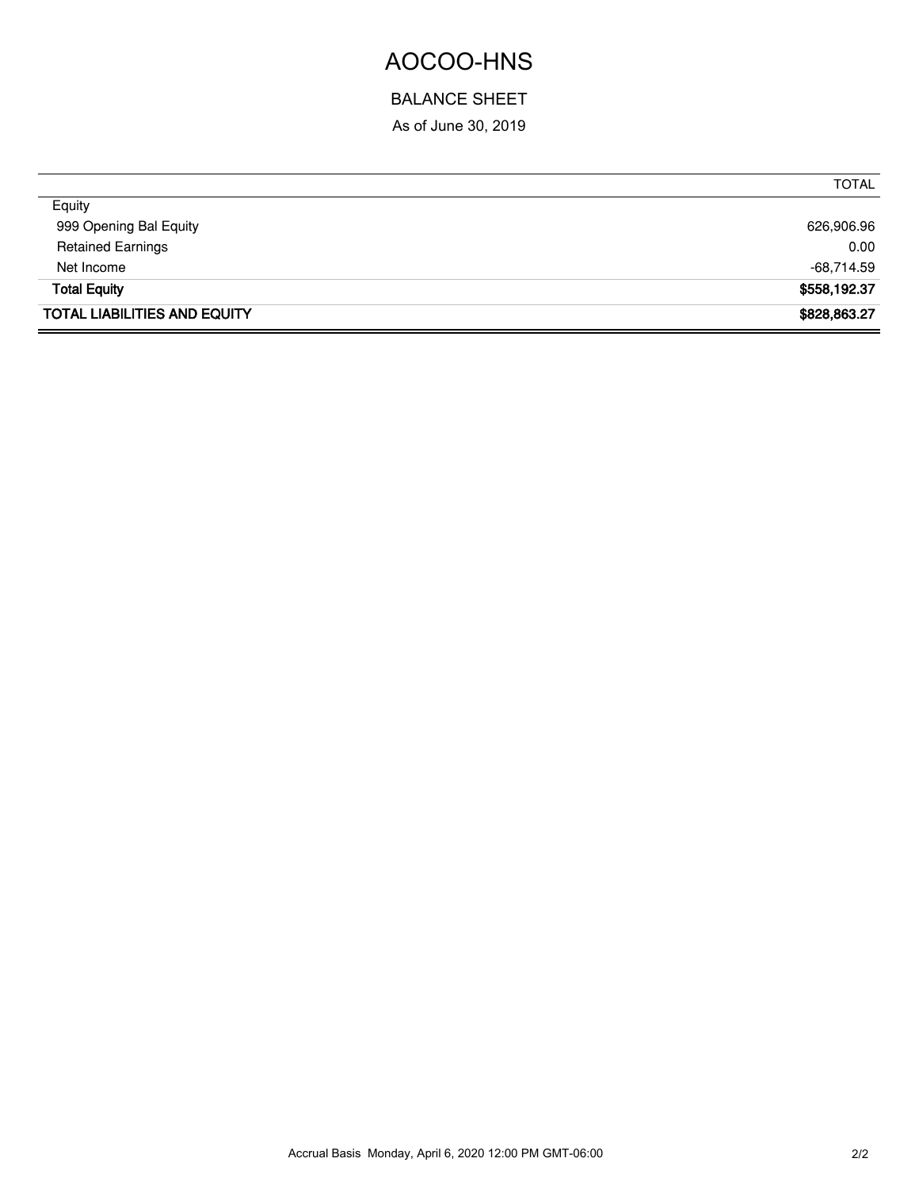# AOCOO-HNS

## BALANCE SHEET

As of June 30, 2019

| | TOTAL |
|---|---|
| Equity | |
| 999 Opening Bal Equity | 626,906.96 |
| Retained Earnings | 0.00 |
| Net Income | -68,714.59 |
| **Total Equity** | **$558,192.37** |
| **TOTAL LIABILITIES AND EQUITY** | **$828,863.27** |

Accrual Basis Monday, April 6, 2020 12:00 PM GMT-06:00